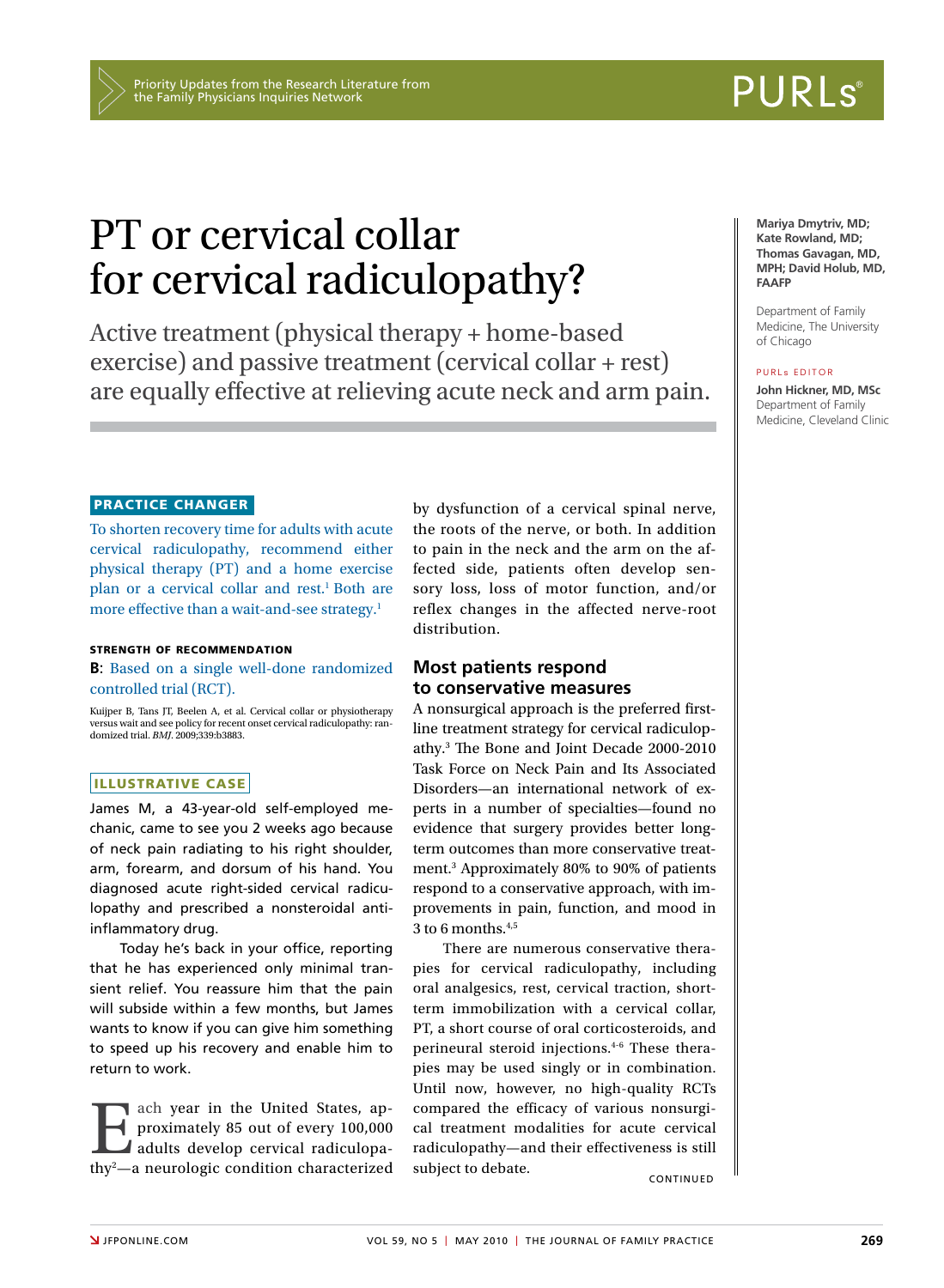Priority Updates from the Research Literature from the Family Physicians Inquiries Network

PURLs®

# PT or cervical collar for cervical radiculopathy?

Active treatment (physical therapy + home-based exercise) and passive treatment (cervical collar + rest) are equally effective at relieving acute neck and arm pain.

**Mariya Dmytriv, MD; Kate Rowland, MD; Thomas Gavagan, MD, MPH; David Holub, MD, FAAFP**

Department of Family Medicine, The University of Chicago

PURLs EDITOR

**John Hickner, MD, MSc**
Department of Family Medicine, Cleveland Clinic

## PRACTICE CHANGER

To shorten recovery time for adults with acute cervical radiculopathy, recommend either physical therapy (PT) and a home exercise plan or a cervical collar and rest.[1] Both are more effective than a wait-and-see strategy.[1]

### STRENGTH OF RECOMMENDATION

**B**: Based on a single well-done randomized controlled trial (RCT).

Kuijper B, Tans JT, Beelen A, et al. Cervical collar or physiotherapy versus wait and see policy for recent onset cervical radiculopathy: randomized trial. *BMJ*. 2009;339:b3883.

## ILLUSTRATIVE CASE

James M, a 43-year-old self-employed mechanic, came to see you 2 weeks ago because of neck pain radiating to his right shoulder, arm, forearm, and dorsum of his hand. You diagnosed acute right-sided cervical radiculopathy and prescribed a nonsteroidal anti-inflammatory drug.

Today he's back in your office, reporting that he has experienced only minimal transient relief. You reassure him that the pain will subside within a few months, but James wants to know if you can give him something to speed up his recovery and enable him to return to work.

Each year in the United States, approximately 85 out of every 100,000 adults develop cervical radiculopathy[2]—a neurologic condition characterized by dysfunction of a cervical spinal nerve, the roots of the nerve, or both. In addition to pain in the neck and the arm on the affected side, patients often develop sensory loss, loss of motor function, and/or reflex changes in the affected nerve-root distribution.

## Most patients respond to conservative measures

A nonsurgical approach is the preferred first-line treatment strategy for cervical radiculopathy.[3] The Bone and Joint Decade 2000-2010 Task Force on Neck Pain and Its Associated Disorders—an international network of experts in a number of specialties—found no evidence that surgery provides better long-term outcomes than more conservative treatment.[3] Approximately 80% to 90% of patients respond to a conservative approach, with improvements in pain, function, and mood in 3 to 6 months.[4,5]

There are numerous conservative therapies for cervical radiculopathy, including oral analgesics, rest, cervical traction, short-term immobilization with a cervical collar, PT, a short course of oral corticosteroids, and perineural steroid injections.[4-6] These therapies may be used singly or in combination. Until now, however, no high-quality RCTs compared the efficacy of various nonsurgical treatment modalities for acute cervical radiculopathy—and their effectiveness is still subject to debate.

CONTINUED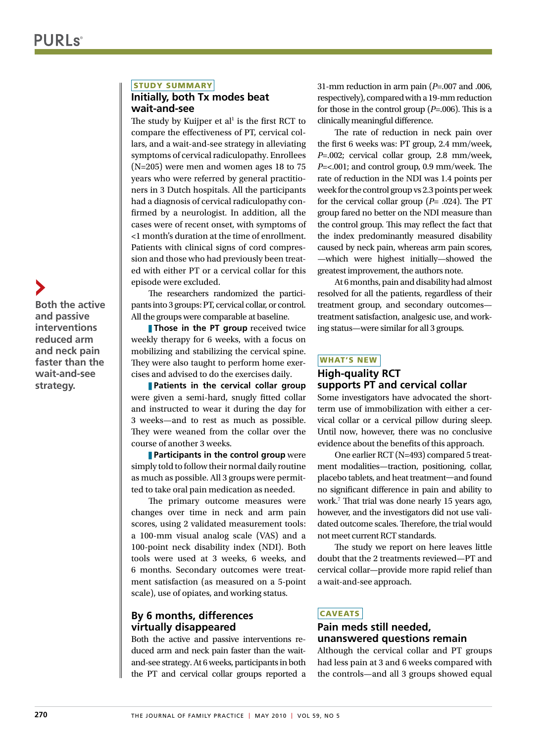## STUDY SUMMARY

### Initially, both Tx modes beat wait-and-see

The study by Kuijper et al[1] is the first RCT to compare the effectiveness of PT, cervical collars, and a wait-and-see strategy in alleviating symptoms of cervical radiculopathy. Enrollees (N=205) were men and women ages 18 to 75 years who were referred by general practitioners in 3 Dutch hospitals. All the participants had a diagnosis of cervical radiculopathy confirmed by a neurologist. In addition, all the cases were of recent onset, with symptoms of <1 month's duration at the time of enrollment. Patients with clinical signs of cord compression and those who had previously been treated with either PT or a cervical collar for this episode were excluded.

The researchers randomized the participants into 3 groups: PT, cervical collar, or control. All the groups were comparable at baseline.

**Those in the PT group** received twice weekly therapy for 6 weeks, with a focus on mobilizing and stabilizing the cervical spine. They were also taught to perform home exercises and advised to do the exercises daily.

**Patients in the cervical collar group** were given a semi-hard, snugly fitted collar and instructed to wear it during the day for 3 weeks—and to rest as much as possible. They were weaned from the collar over the course of another 3 weeks.

**Participants in the control group** were simply told to follow their normal daily routine as much as possible. All 3 groups were permitted to take oral pain medication as needed.

The primary outcome measures were changes over time in neck and arm pain scores, using 2 validated measurement tools: a 100-mm visual analog scale (VAS) and a 100-point neck disability index (NDI). Both tools were used at 3 weeks, 6 weeks, and 6 months. Secondary outcomes were treatment satisfaction (as measured on a 5-point scale), use of opiates, and working status.

### By 6 months, differences virtually disappeared

Both the active and passive interventions reduced arm and neck pain faster than the wait-and-see strategy. At 6 weeks, participants in both the PT and cervical collar groups reported a 31-mm reduction in arm pain (*P*=.007 and .006, respectively), compared with a 19-mm reduction for those in the control group (*P*=.006). This is a clinically meaningful difference.

> **Both the active and passive interventions reduced arm and neck pain faster than the wait-and-see strategy.**

The rate of reduction in neck pain over the first 6 weeks was: PT group, 2.4 mm/week, *P*=.002; cervical collar group, 2.8 mm/week, *P*=<.001; and control group, 0.9 mm/week. The rate of reduction in the NDI was 1.4 points per week for the control group vs 2.3 points per week for the cervical collar group (*P*= .024). The PT group fared no better on the NDI measure than the control group. This may reflect the fact that the index predominantly measured disability caused by neck pain, whereas arm pain scores, —which were highest initially—showed the greatest improvement, the authors note.

At 6 months, pain and disability had almost resolved for all the patients, regardless of their treatment group, and secondary outcomes—treatment satisfaction, analgesic use, and working status—were similar for all 3 groups.

## WHAT'S NEW

### High-quality RCT supports PT and cervical collar

Some investigators have advocated the short-term use of immobilization with either a cervical collar or a cervical pillow during sleep. Until now, however, there was no conclusive evidence about the benefits of this approach.

One earlier RCT (N=493) compared 5 treatment modalities—traction, positioning, collar, placebo tablets, and heat treatment—and found no significant difference in pain and ability to work.[7] That trial was done nearly 15 years ago, however, and the investigators did not use validated outcome scales. Therefore, the trial would not meet current RCT standards.

The study we report on here leaves little doubt that the 2 treatments reviewed—PT and cervical collar—provide more rapid relief than a wait-and-see approach.

## CAVEATS

### Pain meds still needed, unanswered questions remain

Although the cervical collar and PT groups had less pain at 3 and 6 weeks compared with the controls—and all 3 groups showed equal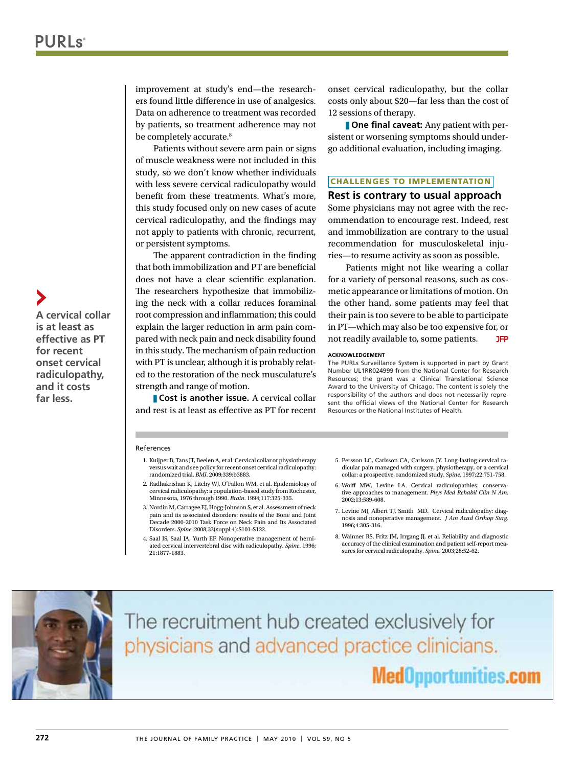improvement at study's end—the researchers found little difference in use of analgesics. Data on adherence to treatment was recorded by patients, so treatment adherence may not be completely accurate.[8]

Patients without severe arm pain or signs of muscle weakness were not included in this study, so we don't know whether individuals with less severe cervical radiculopathy would benefit from these treatments. What's more, this study focused only on new cases of acute cervical radiculopathy, and the findings may not apply to patients with chronic, recurrent, or persistent symptoms.

The apparent contradiction in the finding that both immobilization and PT are beneficial does not have a clear scientific explanation. The researchers hypothesize that immobilizing the neck with a collar reduces foraminal root compression and inflammation; this could explain the larger reduction in arm pain compared with neck pain and neck disability found in this study. The mechanism of pain reduction with PT is unclear, although it is probably related to the restoration of the neck musculature's strength and range of motion.

**A cervical collar is at least as effective as PT for recent onset cervical radiculopathy, and it costs far less.**

**Cost is another issue.** A cervical collar and rest is at least as effective as PT for recent onset cervical radiculopathy, but the collar costs only about $20—far less than the cost of 12 sessions of therapy.

**One final caveat:** Any patient with persistent or worsening symptoms should undergo additional evaluation, including imaging.

## CHALLENGES TO IMPLEMENTATION

### Rest is contrary to usual approach

Some physicians may not agree with the recommendation to encourage rest. Indeed, rest and immobilization are contrary to the usual recommendation for musculoskeletal injuries—to resume activity as soon as possible.

Patients might not like wearing a collar for a variety of personal reasons, such as cosmetic appearance or limitations of motion. On the other hand, some patients may feel that their pain is too severe to be able to participate in PT—which may also be too expensive for, or not readily available to, some patients. JFP

#### ACKNOWLEDGEMENT

The PURLs Surveillance System is supported in part by Grant Number UL1RR024999 from the National Center for Research Resources; the grant was a Clinical Translational Science Award to the University of Chicago. The content is solely the responsibility of the authors and does not necessarily represent the official views of the National Center for Research Resources or the National Institutes of Health.

#### References

1. Kuijper B, Tans JT, Beelen A, et al. Cervical collar or physiotherapy versus wait and see policy for recent onset cervical radiculopathy: randomized trial. *BMJ*. 2009;339:b3883.
2. Radhakrishan K, Litchy WJ, O'Fallon WM, et al. Epidemiology of cervical radiculopathy: a population-based study from Rochester, Minnesota, 1976 through 1990. *Brain*. 1994;117:325-335.
3. Nordin M, Carragee EJ, Hogg-Johnson S, et al. Assessment of neck pain and its associated disorders: results of the Bone and Joint Decade 2000-2010 Task Force on Neck Pain and Its Associated Disorders. *Spine*. 2008;33(suppl 4):S101-S122.
4. Saal JS, Saal JA, Yurth EF. Nonoperative management of herniated cervical intervertebral disc with radiculopathy. *Spine*. 1996; 21:1877-1883.
5. Persson LC, Carlsson CA, Carlsson JY. Long-lasting cervical radicular pain managed with surgery, physiotherapy, or a cervical collar: a prospective, randomized study. *Spine*. 1997;22:751-758.
6. Wolff MW, Levine LA. Cervical radiculopathies: conservative approaches to management. *Phys Med Rehabil Clin N Am*. 2002;13:589-608.
7. Levine MJ, Albert TJ, Smith MD. Cervical radiculopathy: diagnosis and nonoperative management. *J Am Acad Orthop Surg*. 1996;4:305-316.
8. Wainner RS, Fritz JM, Irrgang JJ, et al. Reliability and diagnostic accuracy of the clinical examination and patient self-report measures for cervical radiculopathy. *Spine*. 2003;28:52-62.

The recruitment hub created exclusively for physicians and advanced practice clinicians.

MedOpportunities.com